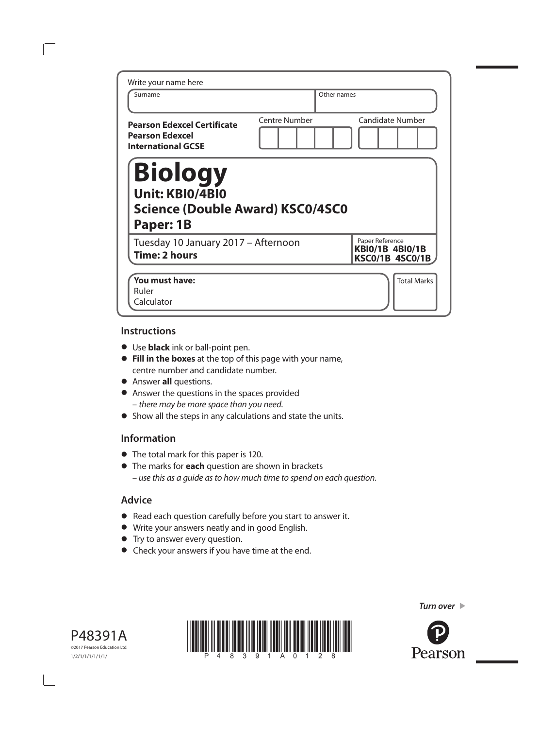Write your name here

| Surname | Other names |
|---|---|
| | |

**Pearson Edexcel Certificate**
**Pearson Edexcel**
**International GCSE**

Centre Number

Candidate Number

# Biology

## Unit: KBI0/4BI0

## Science (Double Award) KSC0/4SC0

## Paper: 1B

Tuesday 10 January 2017 – Afternoon
**Time: 2 hours**

Paper Reference
**KBI0/1B 4BI0/1B**
**KSC0/1B 4SC0/1B**

**You must have:**
Ruler
Calculator

Total Marks

## Instructions

- Use **black** ink or ball-point pen.
- **Fill in the boxes** at the top of this page with your name, centre number and candidate number.
- Answer **all** questions.
- Answer the questions in the spaces provided
  – *there may be more space than you need*.
- Show all the steps in any calculations and state the units.

## Information

- The total mark for this paper is 120.
- The marks for **each** question are shown in brackets
  – *use this as a guide as to how much time to spend on each question.*

## Advice

- Read each question carefully before you start to answer it.
- Write your answers neatly and in good English.
- Try to answer every question.
- Check your answers if you have time at the end.

*Turn over*

P48391A
©2017 Pearson Education Ltd.
1/2/1/1/1/1/1/1/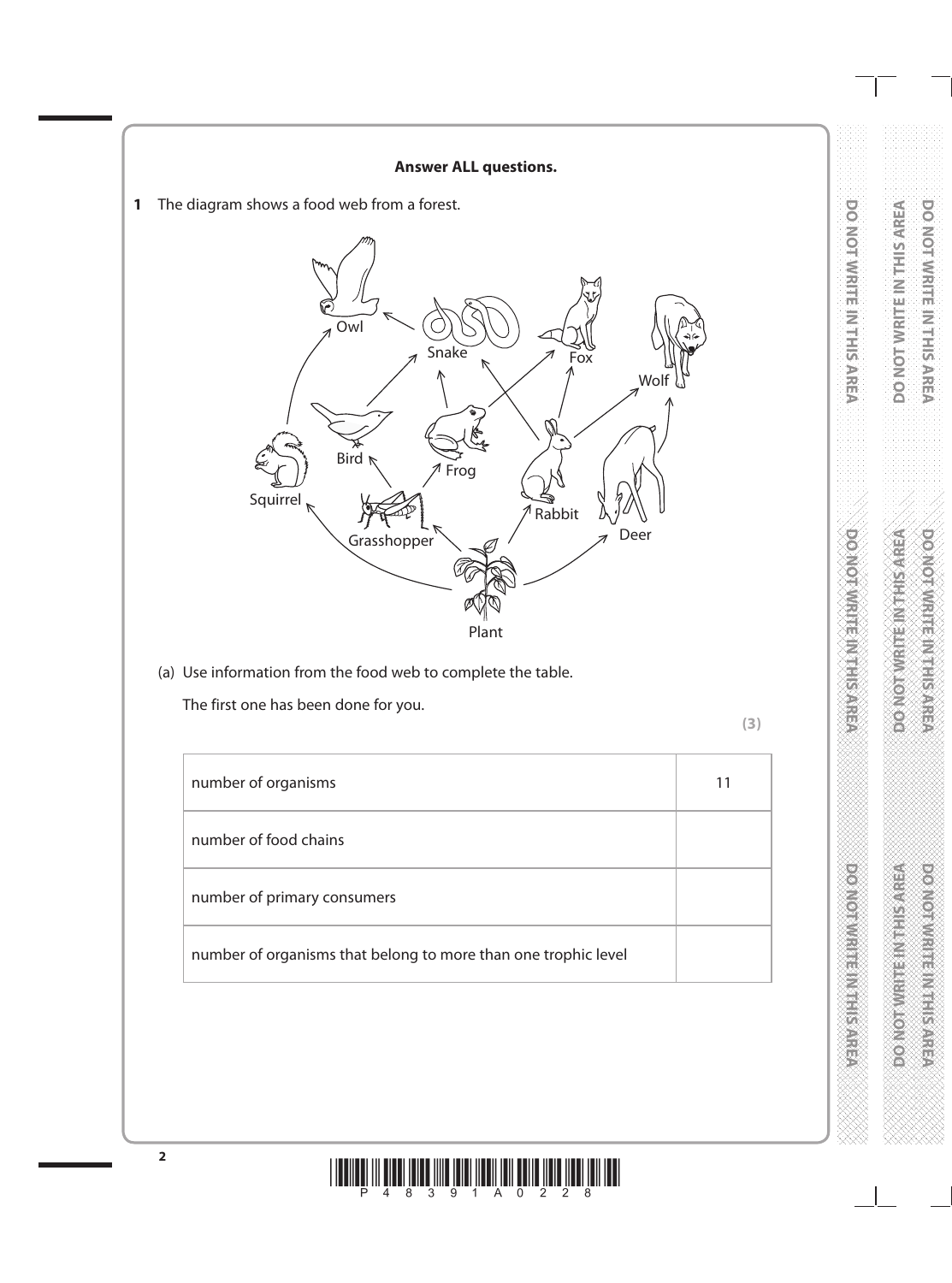**Answer ALL questions.**

**1** The diagram shows a food web from a forest.

Owl

Snake

Fox

Wolf

Bird

Frog

Squirrel

Grasshopper

Rabbit

Deer

Plant

(a) Use information from the food web to complete the table.

The first one has been done for you.

**(3)**

| | |
|---|---|
| number of organisms | 11 |
| number of food chains | |
| number of primary consumers | |
| number of organisms that belong to more than one trophic level | |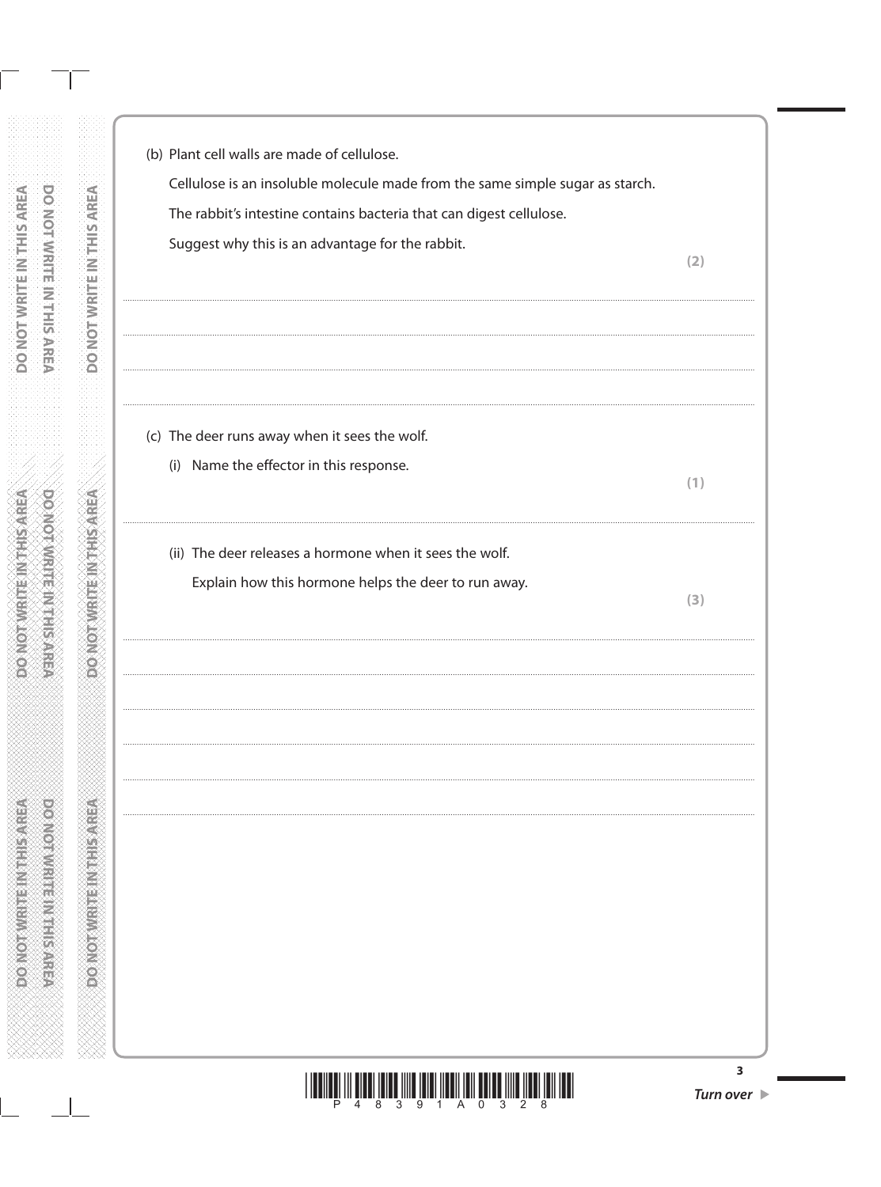(b) Plant cell walls are made of cellulose.

Cellulose is an insoluble molecule made from the same simple sugar as starch.

The rabbit's intestine contains bacteria that can digest cellulose.

Suggest why this is an advantage for the rabbit.

**(2)**

....................................................................................................................................................................................

....................................................................................................................................................................................

....................................................................................................................................................................................

(c) The deer runs away when it sees the wolf.

(i) Name the effector in this response.

**(1)**

....................................................................................................................................................................................

(ii) The deer releases a hormone when it sees the wolf.

Explain how this hormone helps the deer to run away.

**(3)**

....................................................................................................................................................................................

....................................................................................................................................................................................

....................................................................................................................................................................................

....................................................................................................................................................................................

....................................................................................................................................................................................

*Turn over* ▶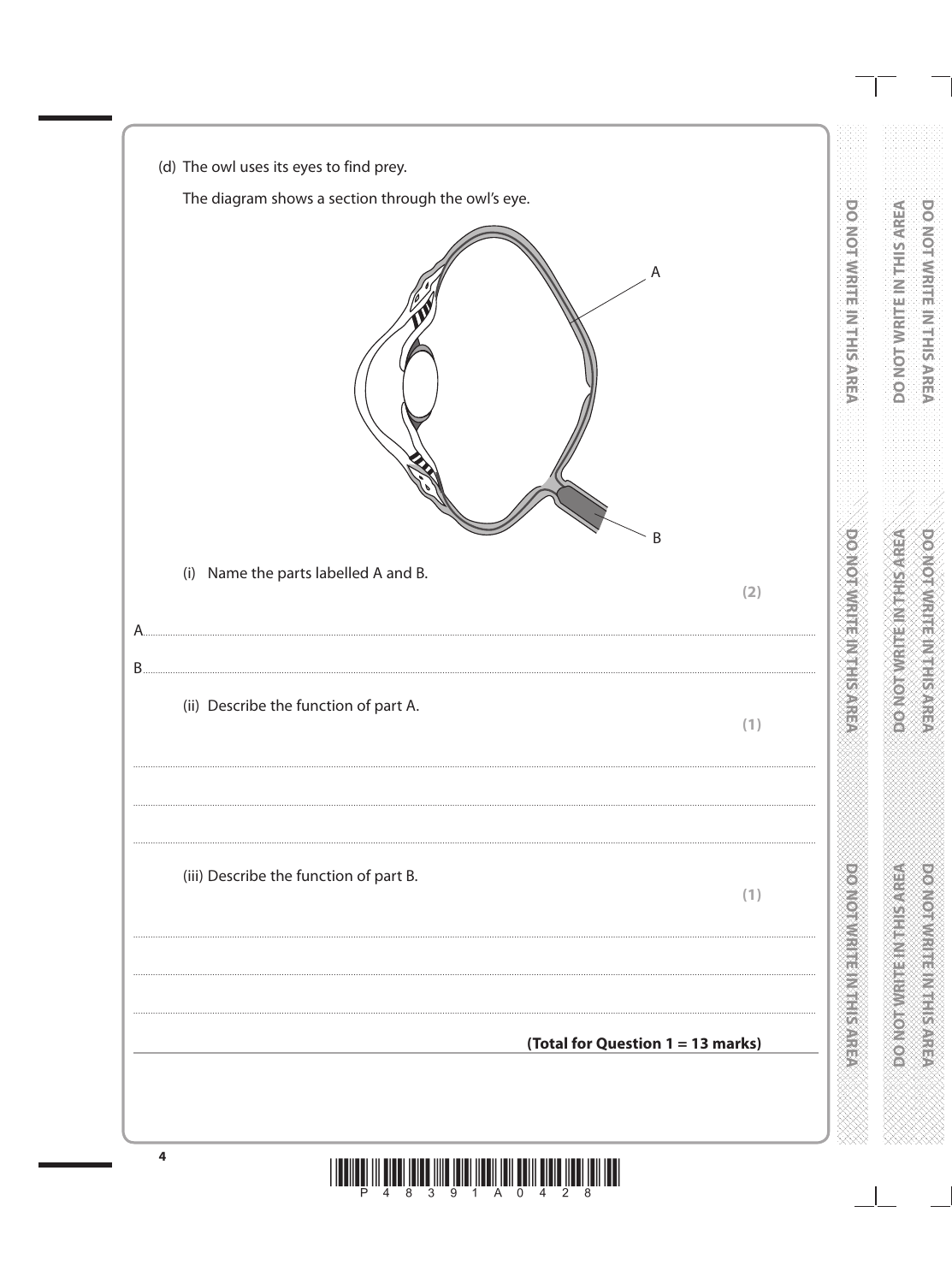(d) The owl uses its eyes to find prey.

The diagram shows a section through the owl's eye.

(i) Name the parts labelled A and B.

**(2)**

A.......................................................................................................................................

B.......................................................................................................................................

(ii) Describe the function of part A.

**(1)**

.......................................................................................................................................

.......................................................................................................................................

.......................................................................................................................................

(iii) Describe the function of part B.

**(1)**

.......................................................................................................................................

.......................................................................................................................................

.......................................................................................................................................

**(Total for Question 1 = 13 marks)**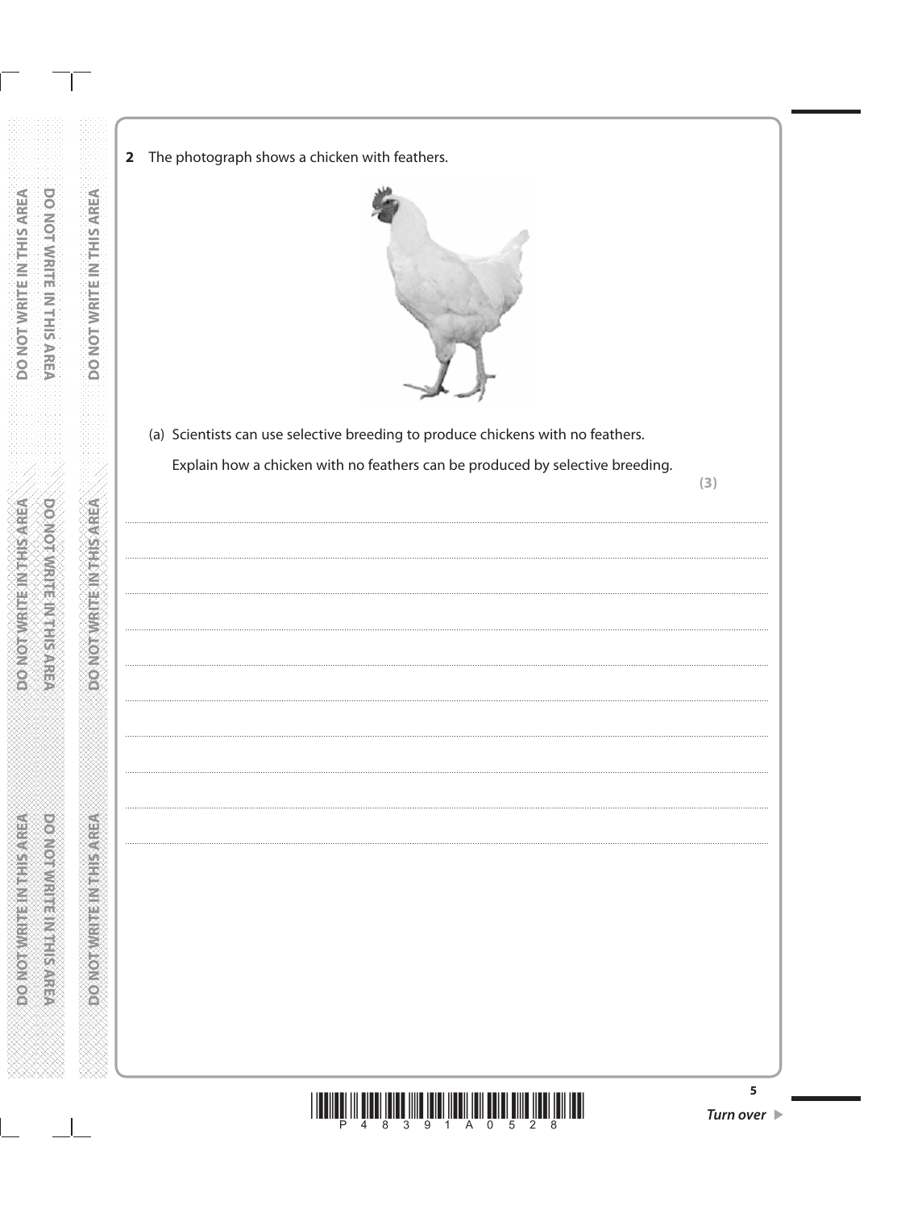**2** The photograph shows a chicken with feathers.

(a) Scientists can use selective breeding to produce chickens with no feathers.

Explain how a chicken with no feathers can be produced by selective breeding.

**(3)**

..............................................................................................................................................

..............................................................................................................................................

..............................................................................................................................................

..............................................................................................................................................

..............................................................................................................................................

..............................................................................................................................................

..............................................................................................................................................

..............................................................................................................................................

..............................................................................................................................................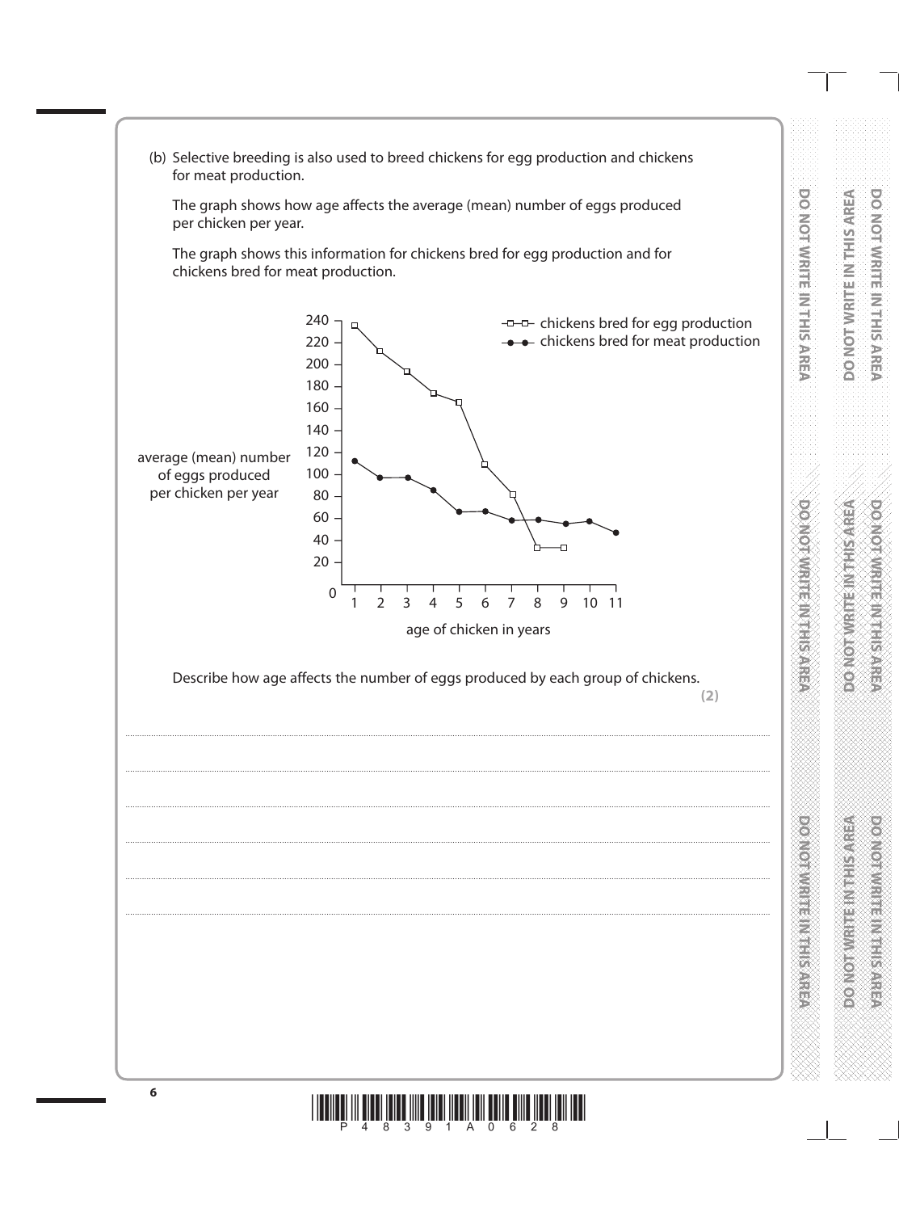(b) Selective breeding is also used to breed chickens for egg production and chickens for meat production.

The graph shows how age affects the average (mean) number of eggs produced per chicken per year.

The graph shows this information for chickens bred for egg production and for chickens bred for meat production.

Describe how age affects the number of eggs produced by each group of chickens.

**(2)**

....................................................................................................................................................................................................................

....................................................................................................................................................................................................................

....................................................................................................................................................................................................................

....................................................................................................................................................................................................................

....................................................................................................................................................................................................................

....................................................................................................................................................................................................................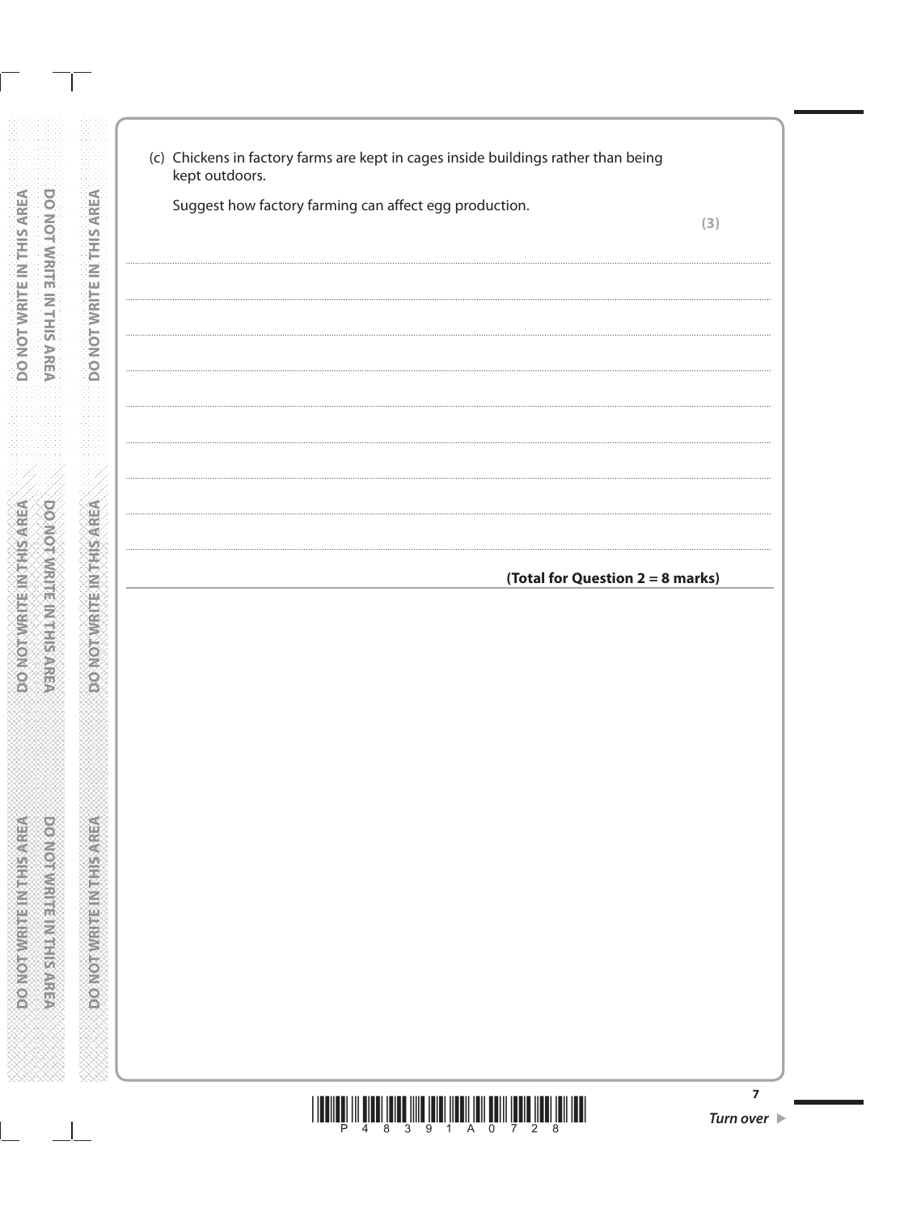(c) Chickens in factory farms are kept in cages inside buildings rather than being kept outdoors.

Suggest how factory farming can affect egg production.

**(3)**

..................................................................................................................................................................................................................

..................................................................................................................................................................................................................

..................................................................................................................................................................................................................

..................................................................................................................................................................................................................

..................................................................................................................................................................................................................

..................................................................................................................................................................................................................

..................................................................................................................................................................................................................

..................................................................................................................................................................................................................

**(Total for Question 2 = 8 marks)**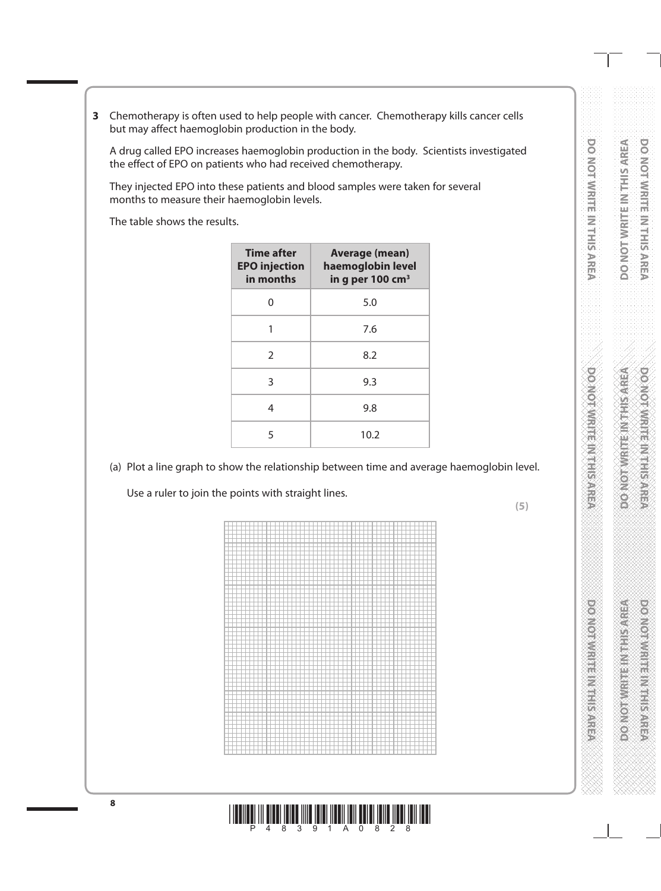**3** Chemotherapy is often used to help people with cancer. Chemotherapy kills cancer cells but may affect haemoglobin production in the body.

A drug called EPO increases haemoglobin production in the body. Scientists investigated the effect of EPO on patients who had received chemotherapy.

They injected EPO into these patients and blood samples were taken for several months to measure their haemoglobin levels.

The table shows the results.

| Time after EPO injection in months | Average (mean) haemoglobin level in g per 100 $cm^3$ |
|---|---|
| 0 | 5.0 |
| 1 | 7.6 |
| 2 | 8.2 |
| 3 | 9.3 |
| 4 | 9.8 |
| 5 | 10.2 |

(a) Plot a line graph to show the relationship between time and average haemoglobin level.

Use a ruler to join the points with straight lines.

**(5)**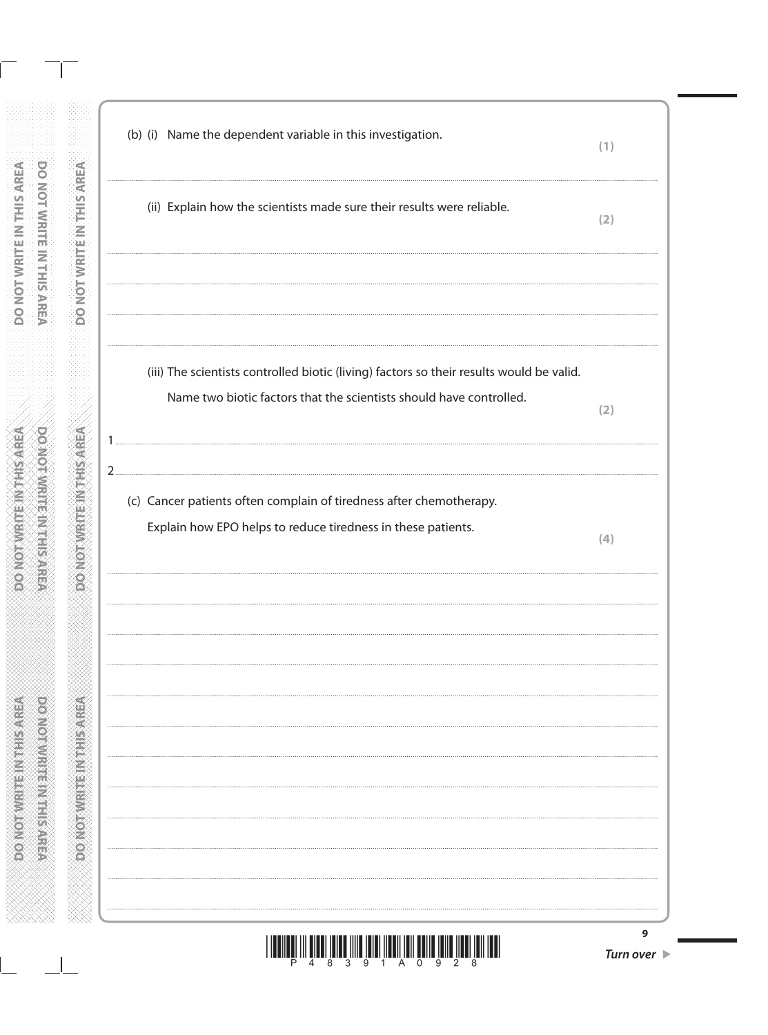(b) (i) Name the dependent variable in this investigation. **(1)**

..............................................................................................................................................

(ii) Explain how the scientists made sure their results were reliable. **(2)**

..............................................................................................................................................

..............................................................................................................................................

..............................................................................................................................................

(iii) The scientists controlled biotic (living) factors so their results would be valid.

Name two biotic factors that the scientists should have controlled. **(2)**

1 ..............................................................................................................................................

2 ..............................................................................................................................................

(c) Cancer patients often complain of tiredness after chemotherapy.

Explain how EPO helps to reduce tiredness in these patients. **(4)**

..............................................................................................................................................

..............................................................................................................................................

..............................................................................................................................................

..............................................................................................................................................

..............................................................................................................................................

..............................................................................................................................................

..............................................................................................................................................

..............................................................................................................................................

..............................................................................................................................................

..............................................................................................................................................

..............................................................................................................................................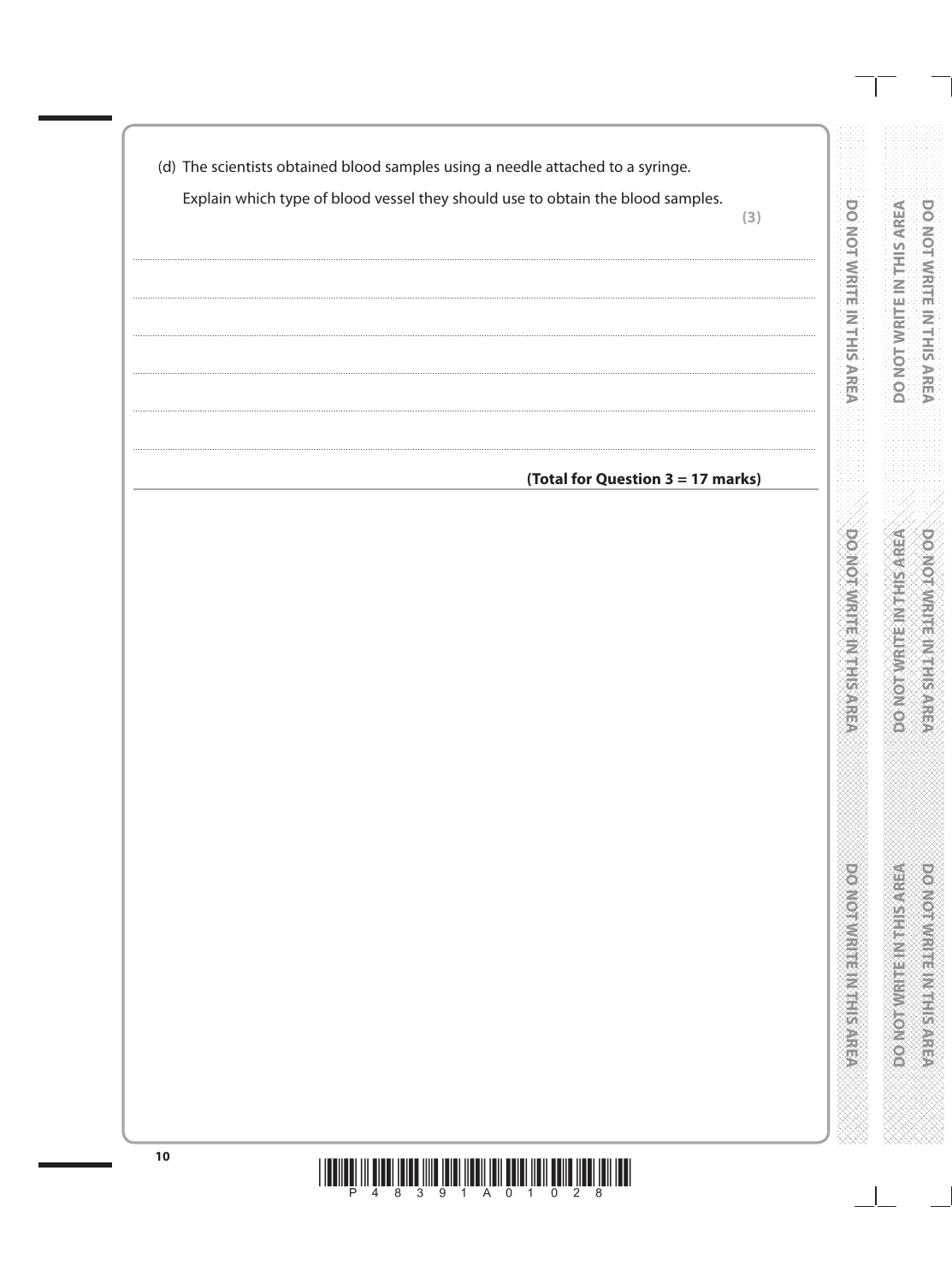(d) The scientists obtained blood samples using a needle attached to a syringe.

Explain which type of blood vessel they should use to obtain the blood samples.

**(3)**

.......................................................................................................................................................................................................................................

.......................................................................................................................................................................................................................................

.......................................................................................................................................................................................................................................

.......................................................................................................................................................................................................................................

.......................................................................................................................................................................................................................................

.......................................................................................................................................................................................................................................

**(Total for Question 3 = 17 marks)**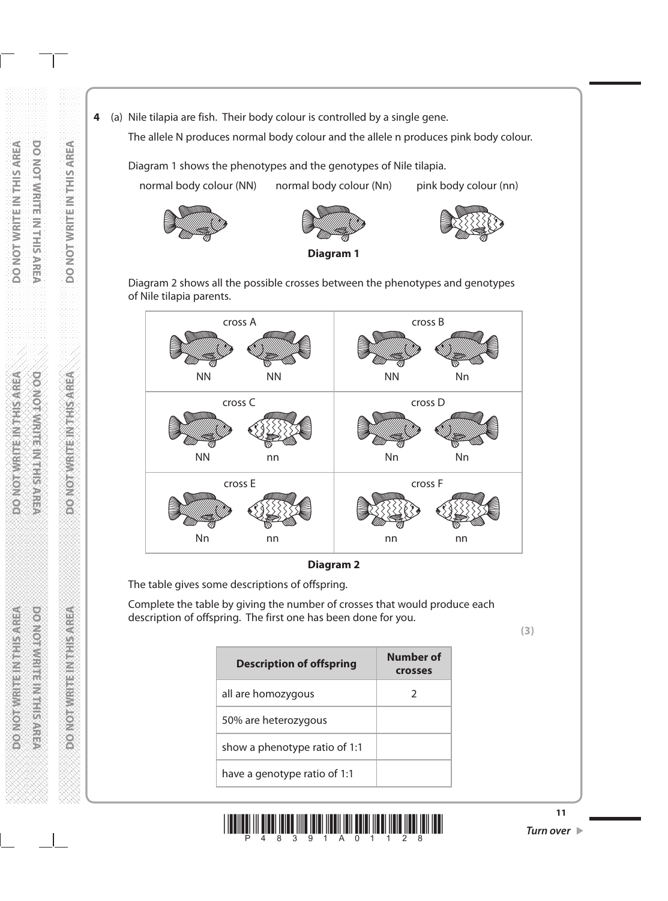**4** (a) Nile tilapia are fish. Their body colour is controlled by a single gene.

The allele N produces normal body colour and the allele n produces pink body colour.

Diagram 1 shows the phenotypes and the genotypes of Nile tilapia.

normal body colour (NN) normal body colour (Nn) pink body colour (nn)

**Diagram 1**

Diagram 2 shows all the possible crosses between the phenotypes and genotypes of Nile tilapia parents.

| cross A | cross B |
|---|---|
| NN NN | NN Nn |
| cross C | cross D |
| NN nn | Nn Nn |
| cross E | cross F |
| Nn nn | nn nn |

**Diagram 2**

The table gives some descriptions of offspring.

Complete the table by giving the number of crosses that would produce each description of offspring. The first one has been done for you.

**(3)**

| Description of offspring | Number of crosses |
|---|---|
| all are homozygous | 2 |
| 50% are heterozygous | |
| show a phenotype ratio of 1:1 | |
| have a genotype ratio of 1:1 | |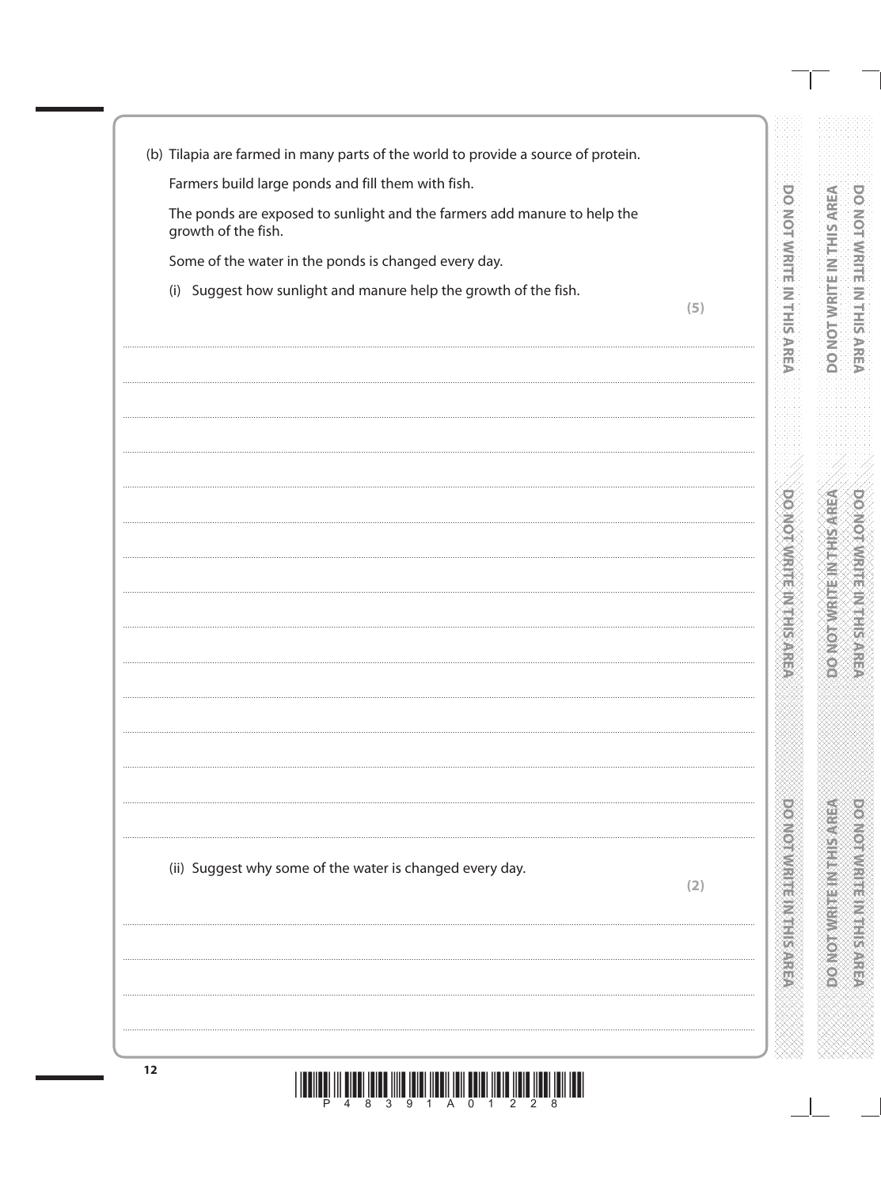(b) Tilapia are farmed in many parts of the world to provide a source of protein.

Farmers build large ponds and fill them with fish.

The ponds are exposed to sunlight and the farmers add manure to help the growth of the fish.

Some of the water in the ponds is changed every day.

(i) Suggest how sunlight and manure help the growth of the fish. **(5)**

.......................................................................................................................................................................................................................................................

.......................................................................................................................................................................................................................................................

.......................................................................................................................................................................................................................................................

.......................................................................................................................................................................................................................................................

.......................................................................................................................................................................................................................................................

.......................................................................................................................................................................................................................................................

.......................................................................................................................................................................................................................................................

.......................................................................................................................................................................................................................................................

.......................................................................................................................................................................................................................................................

.......................................................................................................................................................................................................................................................

.......................................................................................................................................................................................................................................................

.......................................................................................................................................................................................................................................................

.......................................................................................................................................................................................................................................................

.......................................................................................................................................................................................................................................................

(ii) Suggest why some of the water is changed every day. **(2)**

.......................................................................................................................................................................................................................................................

.......................................................................................................................................................................................................................................................

.......................................................................................................................................................................................................................................................

.......................................................................................................................................................................................................................................................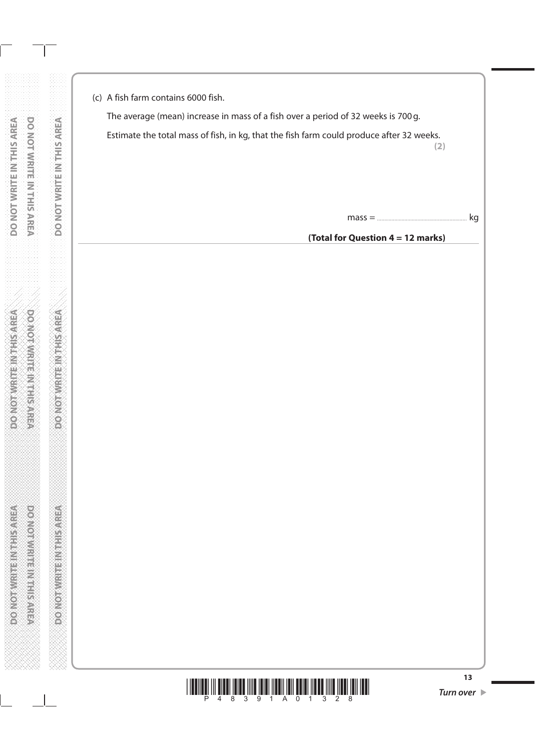(c) A fish farm contains 6000 fish.

The average (mean) increase in mass of a fish over a period of 32 weeks is 700 g.

Estimate the total mass of fish, in kg, that the fish farm could produce after 32 weeks.

**(2)**

mass = .............................................. kg

**(Total for Question 4 = 12 marks)**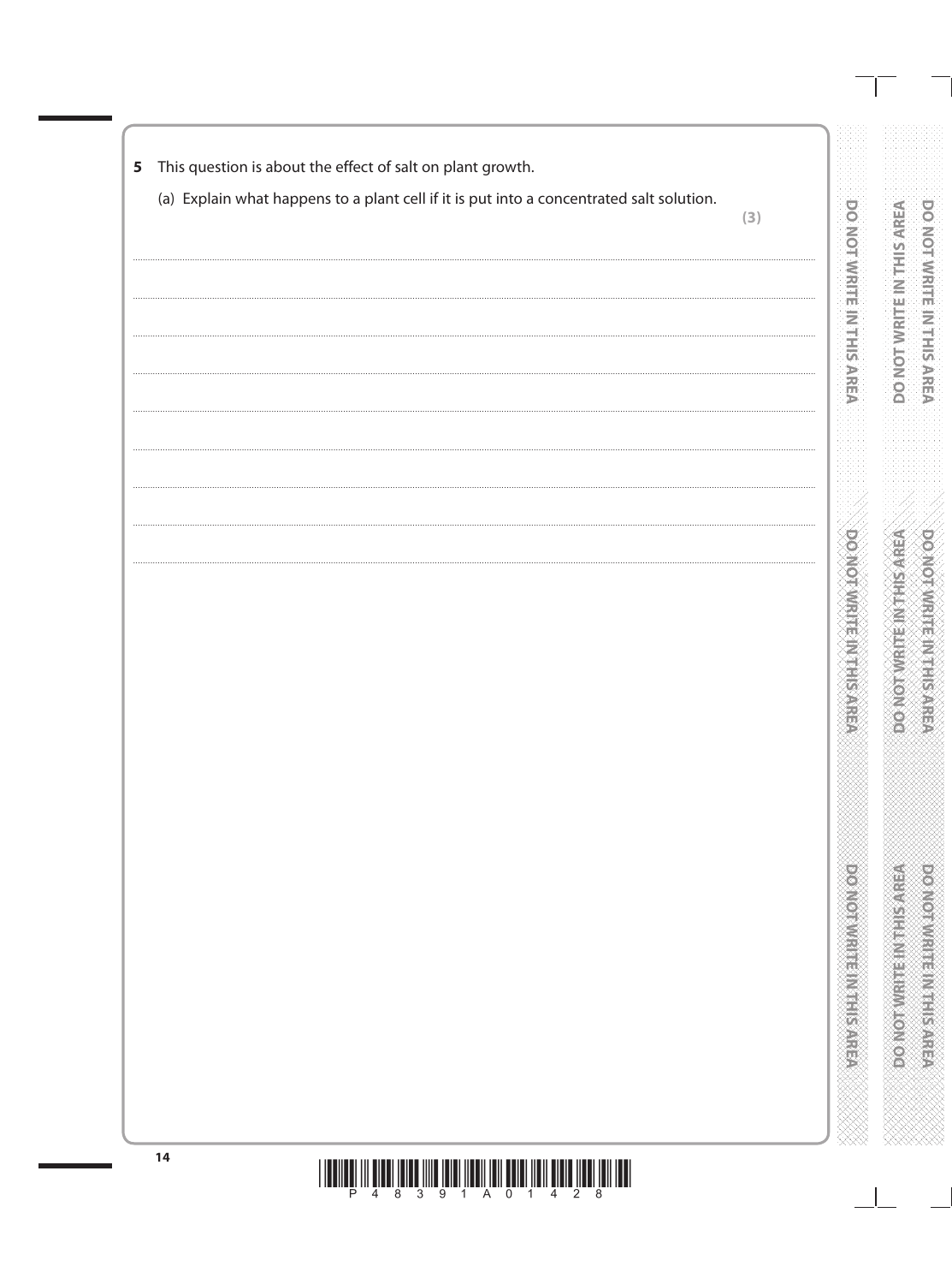**5** This question is about the effect of salt on plant growth.

(a) Explain what happens to a plant cell if it is put into a concentrated salt solution.

**(3)**

..........................................................................................................................................................................................................

..........................................................................................................................................................................................................

..........................................................................................................................................................................................................

..........................................................................................................................................................................................................

..........................................................................................................................................................................................................

..........................................................................................................................................................................................................

..........................................................................................................................................................................................................

..........................................................................................................................................................................................................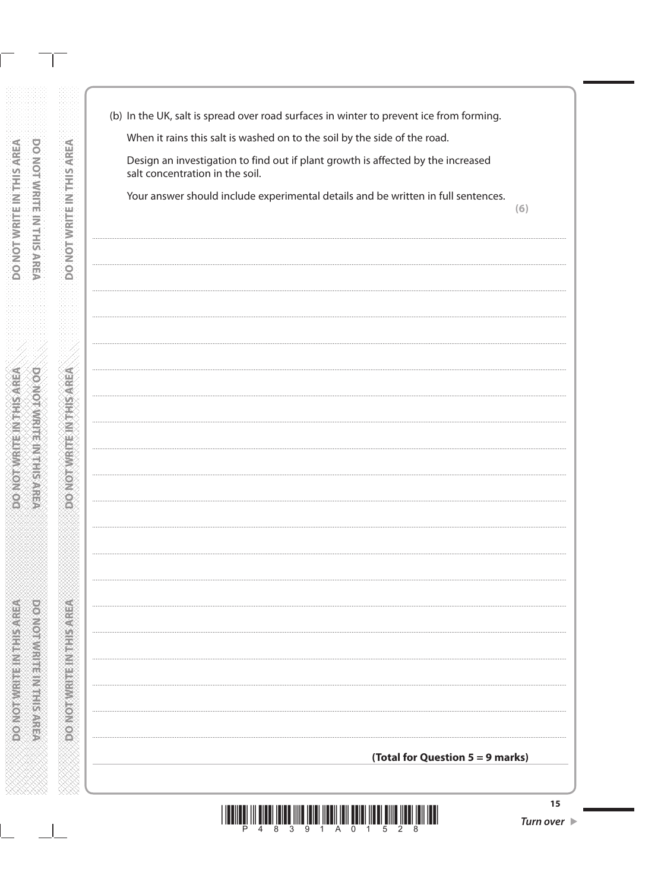(b) In the UK, salt is spread over road surfaces in winter to prevent ice from forming.

When it rains this salt is washed on to the soil by the side of the road.

Design an investigation to find out if plant growth is affected by the increased salt concentration in the soil.

Your answer should include experimental details and be written in full sentences.

**(6)**

**(Total for Question 5 = 9 marks)**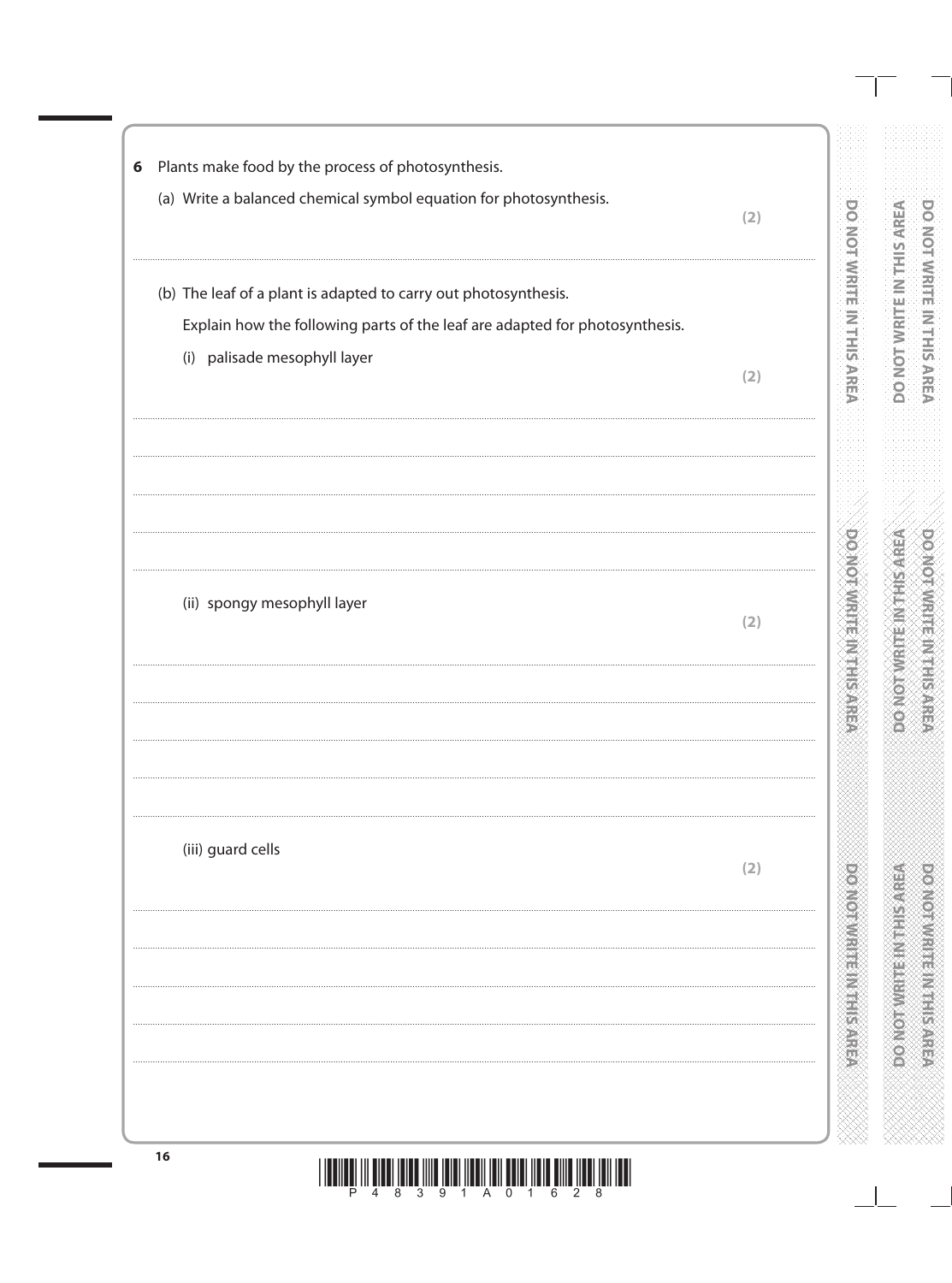**6** Plants make food by the process of photosynthesis.

(a) Write a balanced chemical symbol equation for photosynthesis. **(2)**

.......................................................................................................................................................

(b) The leaf of a plant is adapted to carry out photosynthesis.

Explain how the following parts of the leaf are adapted for photosynthesis.

(i) palisade mesophyll layer **(2)**

.......................................................................................................................................................

.......................................................................................................................................................

.......................................................................................................................................................

.......................................................................................................................................................

(ii) spongy mesophyll layer **(2)**

.......................................................................................................................................................

.......................................................................................................................................................

.......................................................................................................................................................

.......................................................................................................................................................

(iii) guard cells **(2)**

.......................................................................................................................................................

.......................................................................................................................................................

.......................................................................................................................................................

.......................................................................................................................................................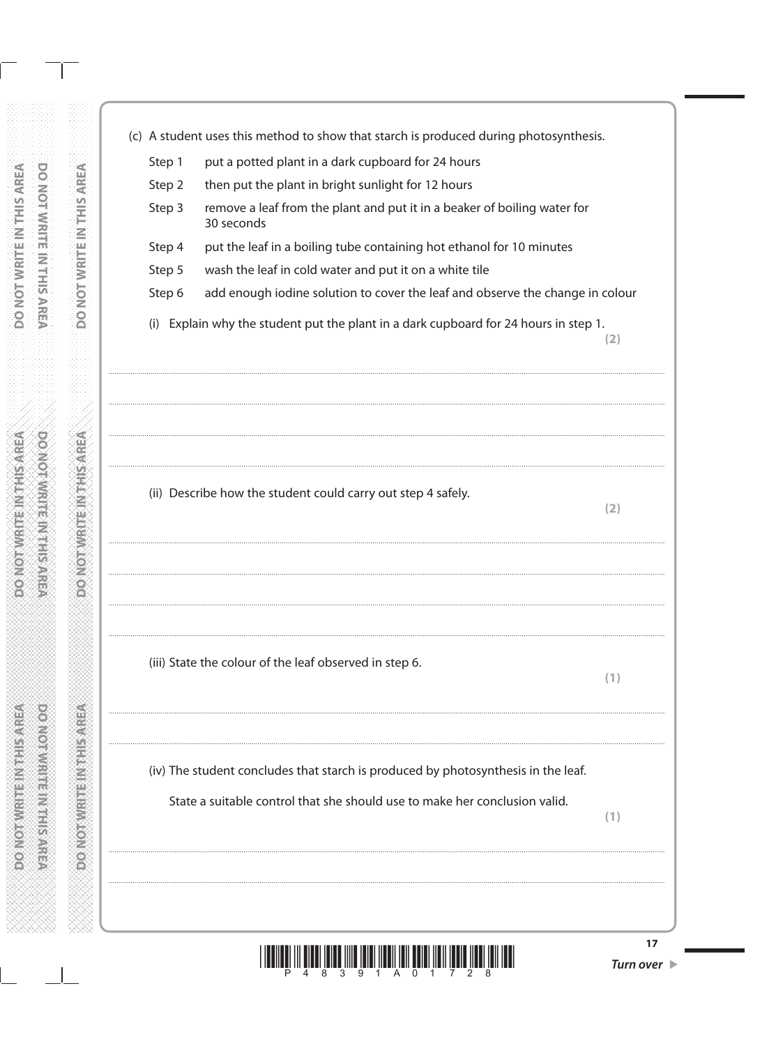(c) A student uses this method to show that starch is produced during photosynthesis.

Step 1 put a potted plant in a dark cupboard for 24 hours

Step 2 then put the plant in bright sunlight for 12 hours

Step 3 remove a leaf from the plant and put it in a beaker of boiling water for 30 seconds

Step 4 put the leaf in a boiling tube containing hot ethanol for 10 minutes

Step 5 wash the leaf in cold water and put it on a white tile

Step 6 add enough iodine solution to cover the leaf and observe the change in colour

(i) Explain why the student put the plant in a dark cupboard for 24 hours in step 1. **(2)**

..............................................................................................................................................

..............................................................................................................................................

..............................................................................................................................................

(ii) Describe how the student could carry out step 4 safely. **(2)**

..............................................................................................................................................

..............................................................................................................................................

..............................................................................................................................................

(iii) State the colour of the leaf observed in step 6. **(1)**

..............................................................................................................................................

(iv) The student concludes that starch is produced by photosynthesis in the leaf.

State a suitable control that she should use to make her conclusion valid. **(1)**

..............................................................................................................................................

..............................................................................................................................................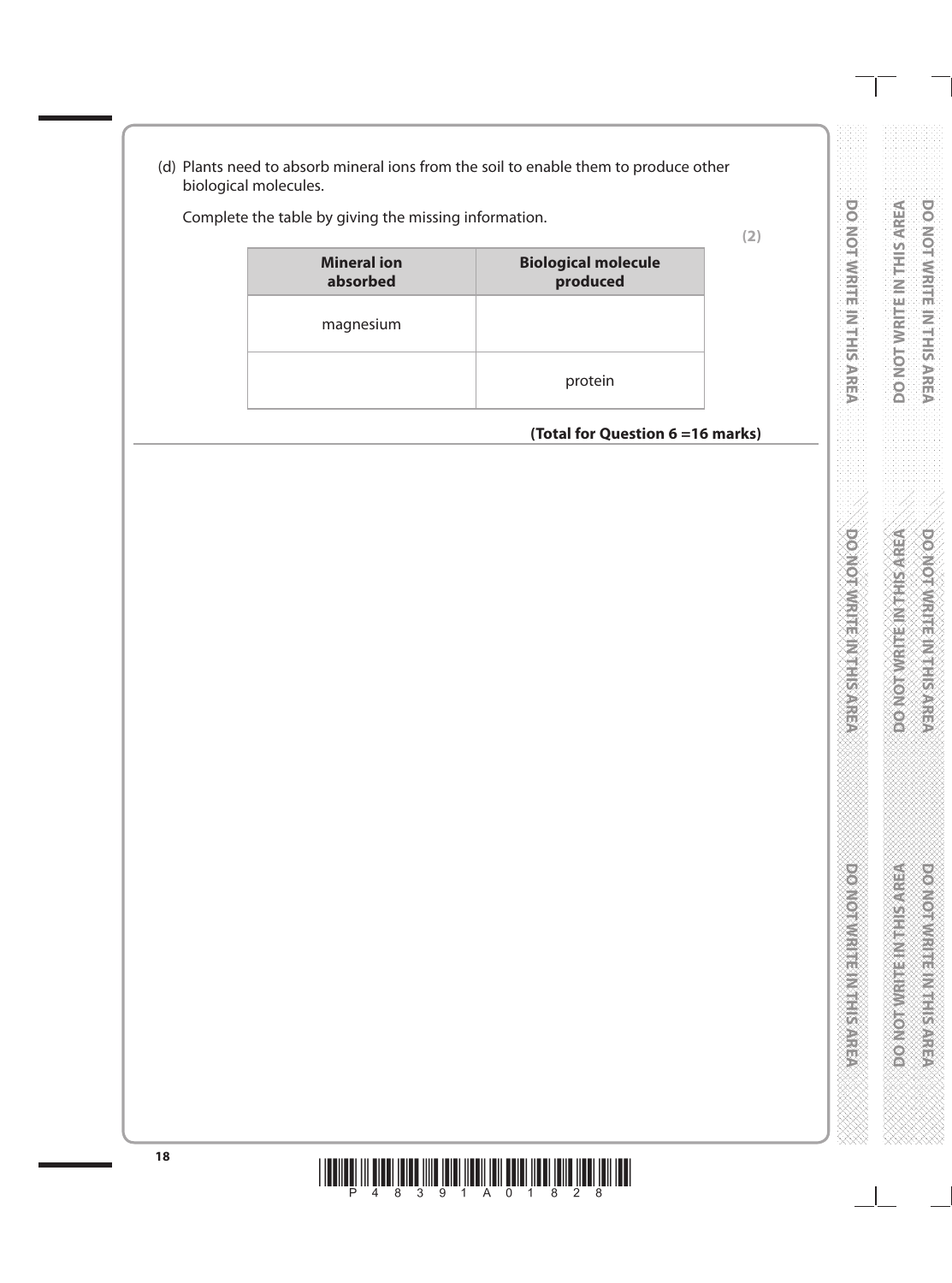(d) Plants need to absorb mineral ions from the soil to enable them to produce other biological molecules.

Complete the table by giving the missing information.

**(2)**

| **Mineral ion absorbed** | **Biological molecule produced** |
|---|---|
| magnesium | |
| | protein |

**(Total for Question 6 =16 marks)**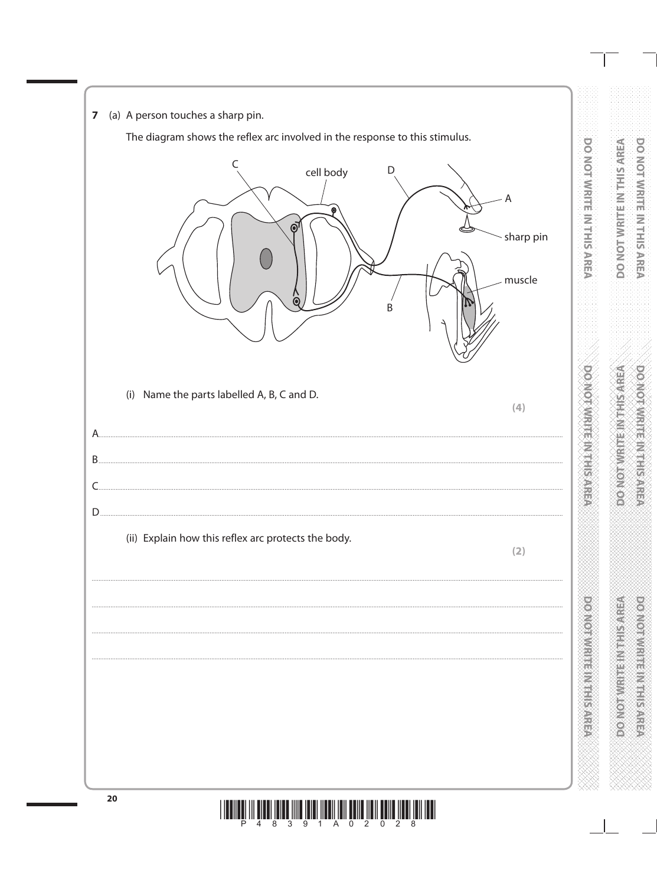**7** (a) A person touches a sharp pin.

The diagram shows the reflex arc involved in the response to this stimulus.

(i) Name the parts labelled A, B, C and D. **(4)**

A..........................................................................................................................................................

B..........................................................................................................................................................

C..........................................................................................................................................................

D..........................................................................................................................................................

(ii) Explain how this reflex arc protects the body. **(2)**

..........................................................................................................................................................

..........................................................................................................................................................

..........................................................................................................................................................

..........................................................................................................................................................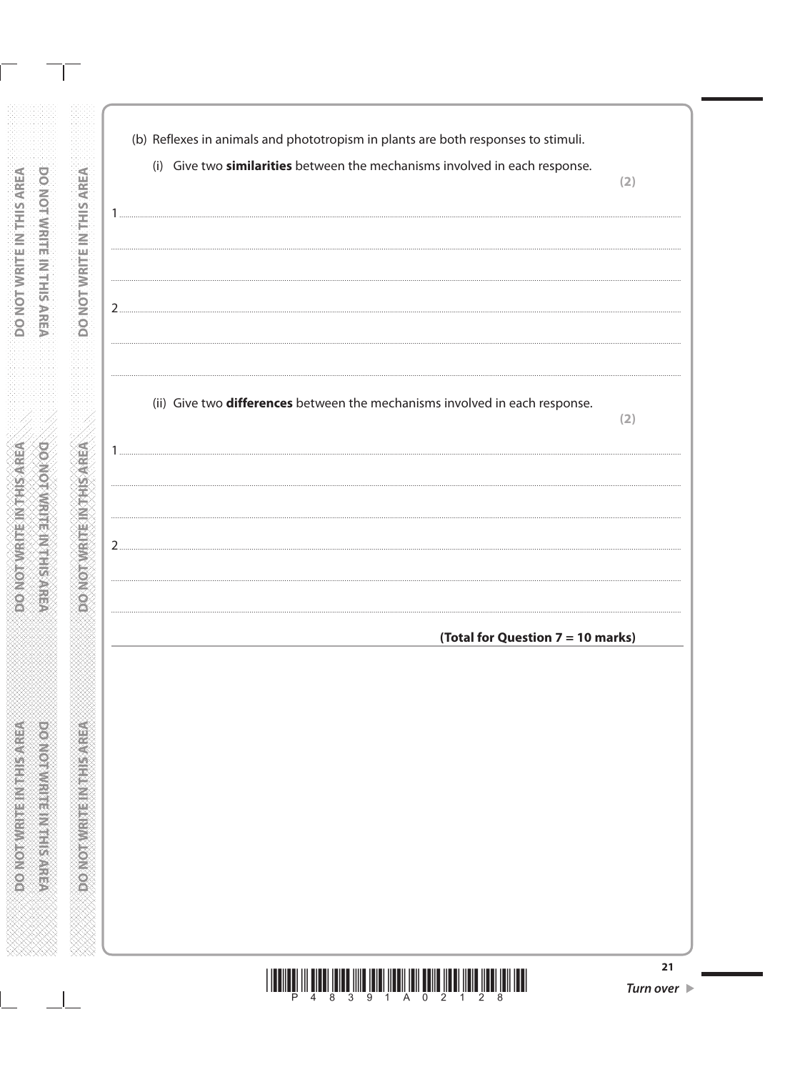(b) Reflexes in animals and phototropism in plants are both responses to stimuli.

(i) Give two **similarities** between the mechanisms involved in each response.

**(2)**

1 ..........................................................................................................................................

..........................................................................................................................................

..........................................................................................................................................

2 ..........................................................................................................................................

..........................................................................................................................................

..........................................................................................................................................

(ii) Give two **differences** between the mechanisms involved in each response.

**(2)**

1 ..........................................................................................................................................

..........................................................................................................................................

..........................................................................................................................................

2 ..........................................................................................................................................

..........................................................................................................................................

..........................................................................................................................................

**(Total for Question 7 = 10 marks)**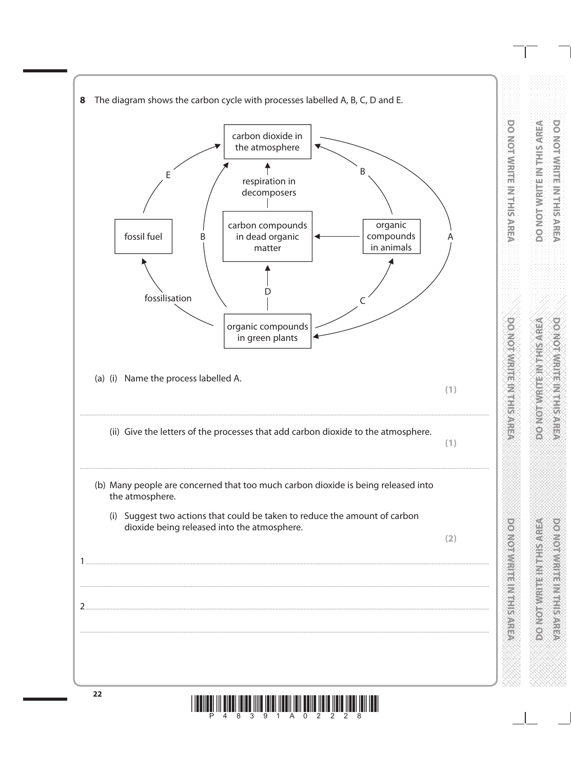**8** The diagram shows the carbon cycle with processes labelled A, B, C, D and E.

(a) (i) Name the process labelled A.

**(1)**

.......................................................................................................................................................................................

(ii) Give the letters of the processes that add carbon dioxide to the atmosphere.

**(1)**

.......................................................................................................................................................................................

(b) Many people are concerned that too much carbon dioxide is being released into the atmosphere.

(i) Suggest two actions that could be taken to reduce the amount of carbon dioxide being released into the atmosphere.

**(2)**

1 .......................................................................................................................................................................................

.......................................................................................................................................................................................

2 .......................................................................................................................................................................................

.......................................................................................................................................................................................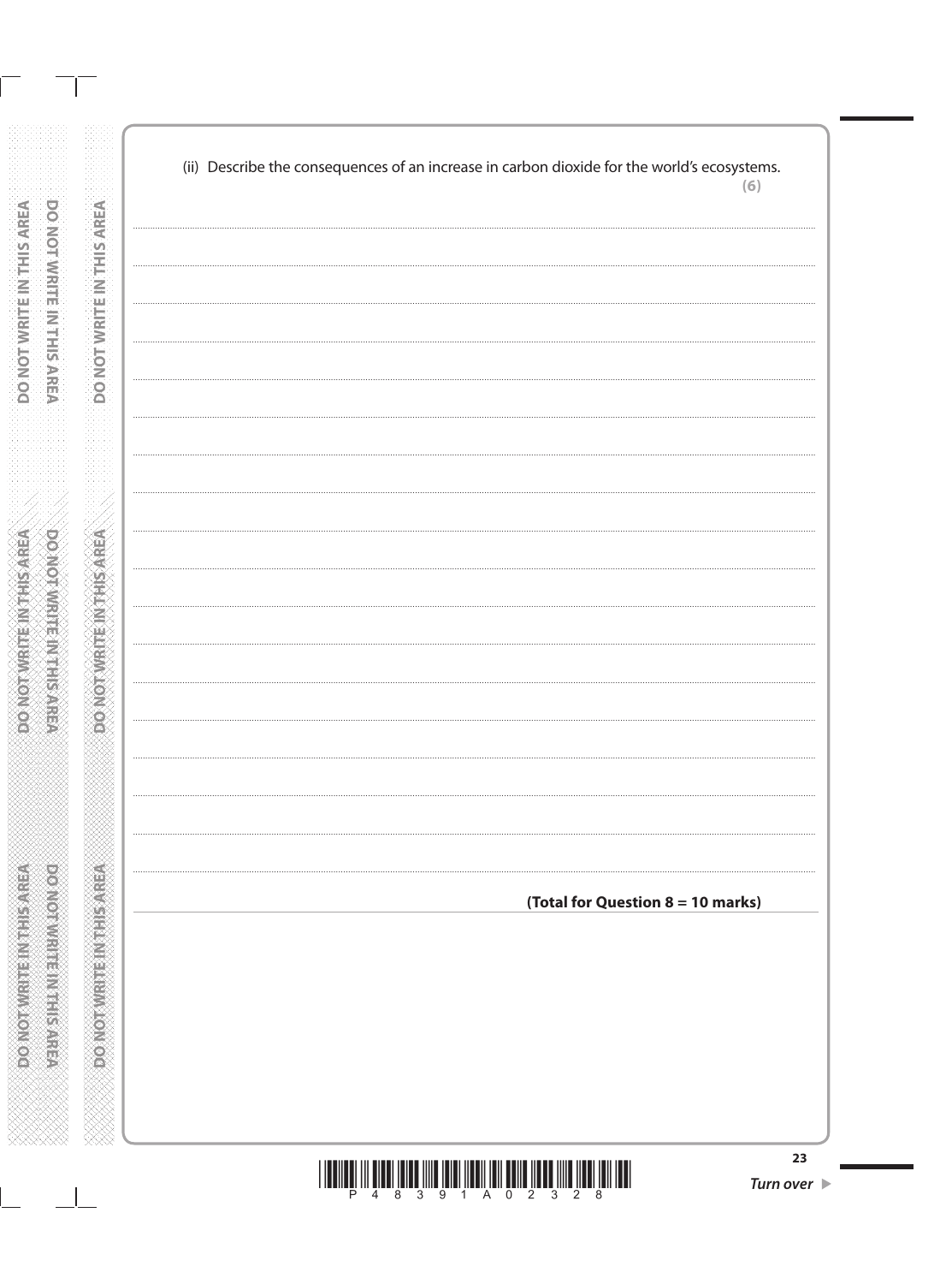(ii) Describe the consequences of an increase in carbon dioxide for the world's ecosystems.

**(6)**

..........................................................................................................................................

..........................................................................................................................................

..........................................................................................................................................

..........................................................................................................................................

..........................................................................................................................................

..........................................................................................................................................

..........................................................................................................................................

..........................................................................................................................................

..........................................................................................................................................

..........................................................................................................................................

..........................................................................................................................................

..........................................................................................................................................

..........................................................................................................................................

..........................................................................................................................................

..........................................................................................................................................

..........................................................................................................................................

**(Total for Question 8 = 10 marks)**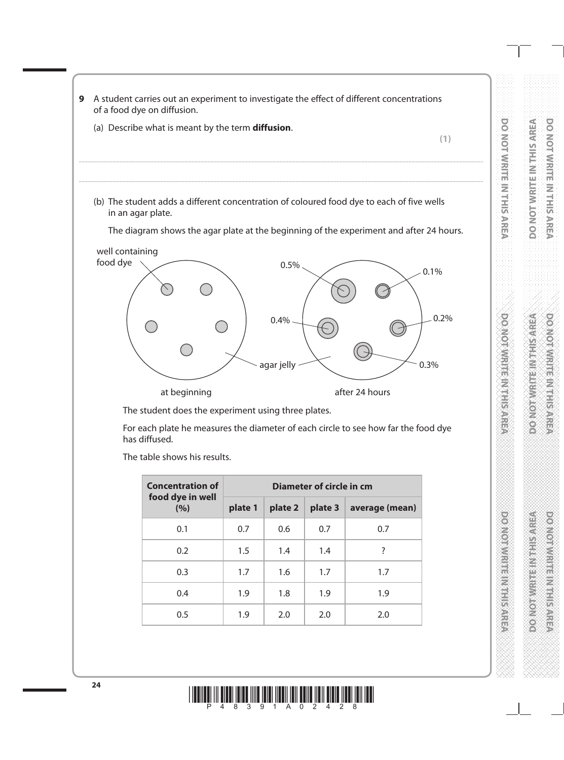**9** A student carries out an experiment to investigate the effect of different concentrations of a food dye on diffusion.

(a) Describe what is meant by the term **diffusion**.

**(1)**

..............................................................................................................................................

..............................................................................................................................................

(b) The student adds a different concentration of coloured food dye to each of five wells in an agar plate.

The diagram shows the agar plate at the beginning of the experiment and after 24 hours.

well containing food dye

0.5%    0.1%

0.4%    0.2%

agar jelly    0.3%

at beginning    after 24 hours

The student does the experiment using three plates.

For each plate he measures the diameter of each circle to see how far the food dye has diffused.

The table shows his results.

| Concentration of food dye in well (%) | Diameter of circle in cm | | | |
|---|---|---|---|---|
| | plate 1 | plate 2 | plate 3 | average (mean) |
| 0.1 | 0.7 | 0.6 | 0.7 | 0.7 |
| 0.2 | 1.5 | 1.4 | 1.4 | ? |
| 0.3 | 1.7 | 1.6 | 1.7 | 1.7 |
| 0.4 | 1.9 | 1.8 | 1.9 | 1.9 |
| 0.5 | 1.9 | 2.0 | 2.0 | 2.0 |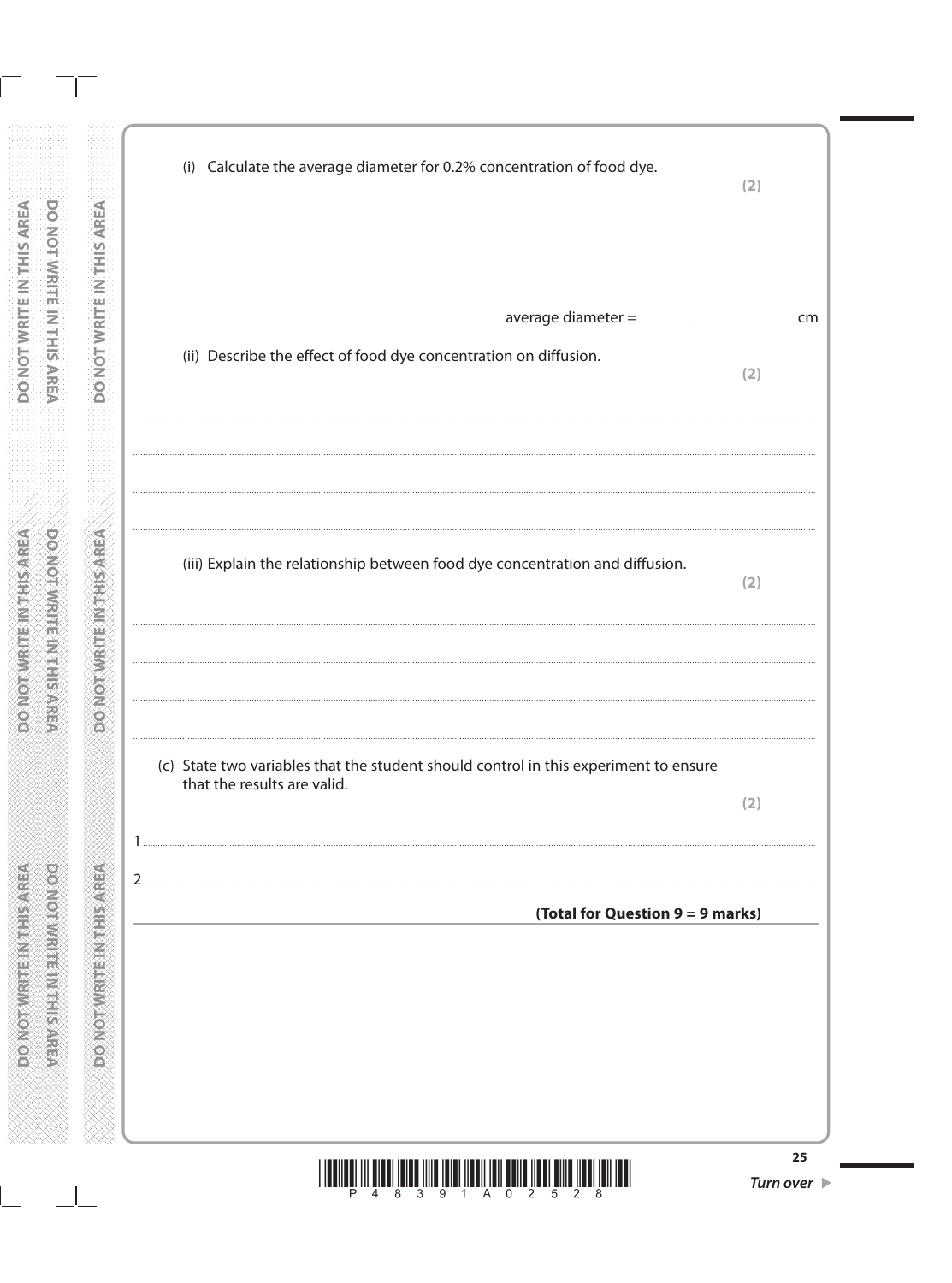(i) Calculate the average diameter for 0.2% concentration of food dye.

**(2)**

average diameter = .............................................. cm

(ii) Describe the effect of food dye concentration on diffusion.

**(2)**

.......................................................................................................................................................

.......................................................................................................................................................

.......................................................................................................................................................

(iii) Explain the relationship between food dye concentration and diffusion.

**(2)**

.......................................................................................................................................................

.......................................................................................................................................................

.......................................................................................................................................................

(c) State two variables that the student should control in this experiment to ensure that the results are valid.

**(2)**

1 .......................................................................................................................................................

2 .......................................................................................................................................................

**(Total for Question 9 = 9 marks)**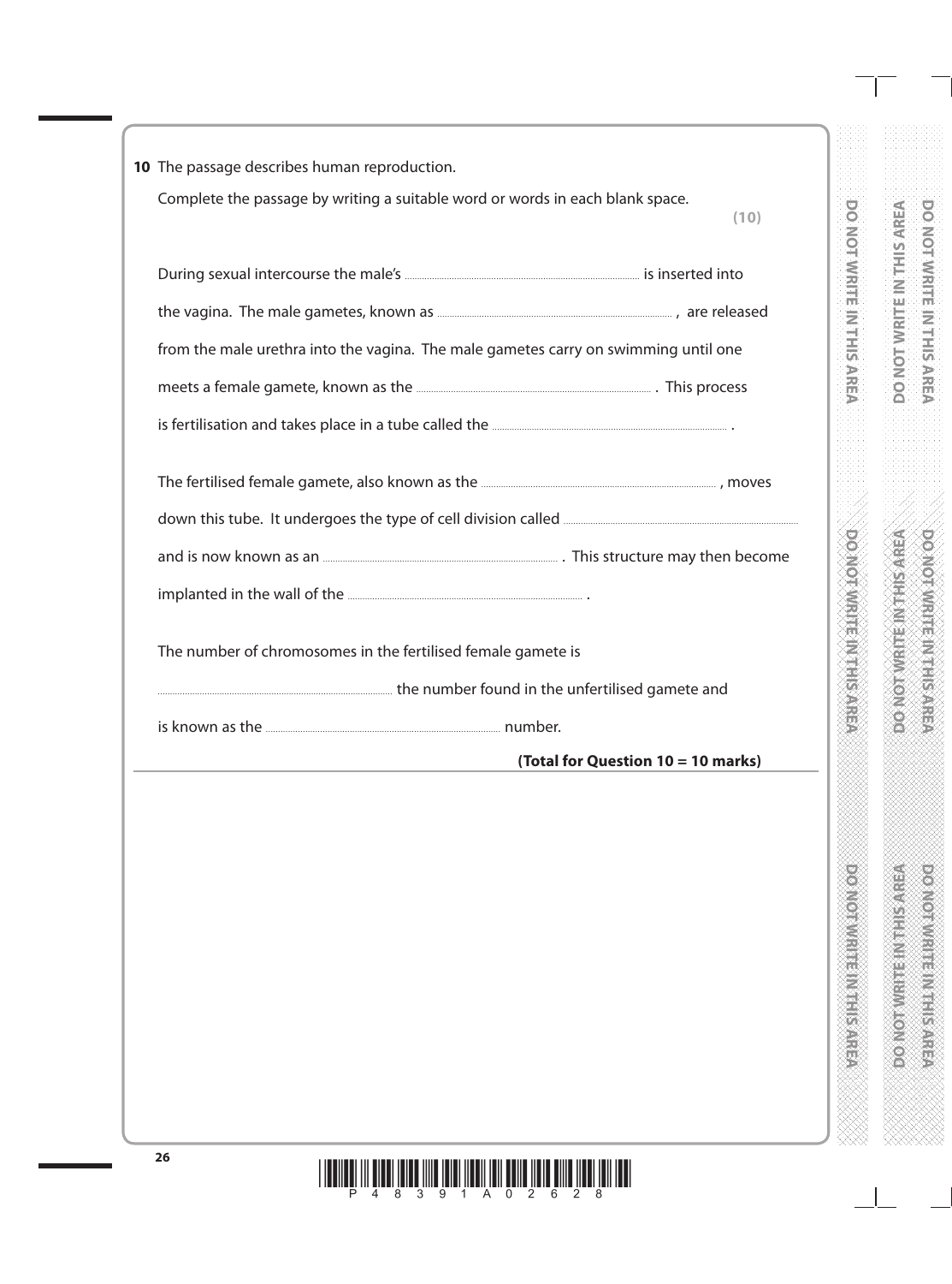**10** The passage describes human reproduction.

Complete the passage by writing a suitable word or words in each blank space.

**(10)**

During sexual intercourse the male's .............................................. is inserted into the vagina. The male gametes, known as .............................................. , are released from the male urethra into the vagina. The male gametes carry on swimming until one meets a female gamete, known as the .............................................. . This process is fertilisation and takes place in a tube called the .............................................. .

The fertilised female gamete, also known as the .............................................. , moves down this tube. It undergoes the type of cell division called .............................................. and is now known as an .............................................. . This structure may then become implanted in the wall of the .............................................. .

The number of chromosomes in the fertilised female gamete is .............................................. the number found in the unfertilised gamete and is known as the .............................................. number.

**(Total for Question 10 = 10 marks)**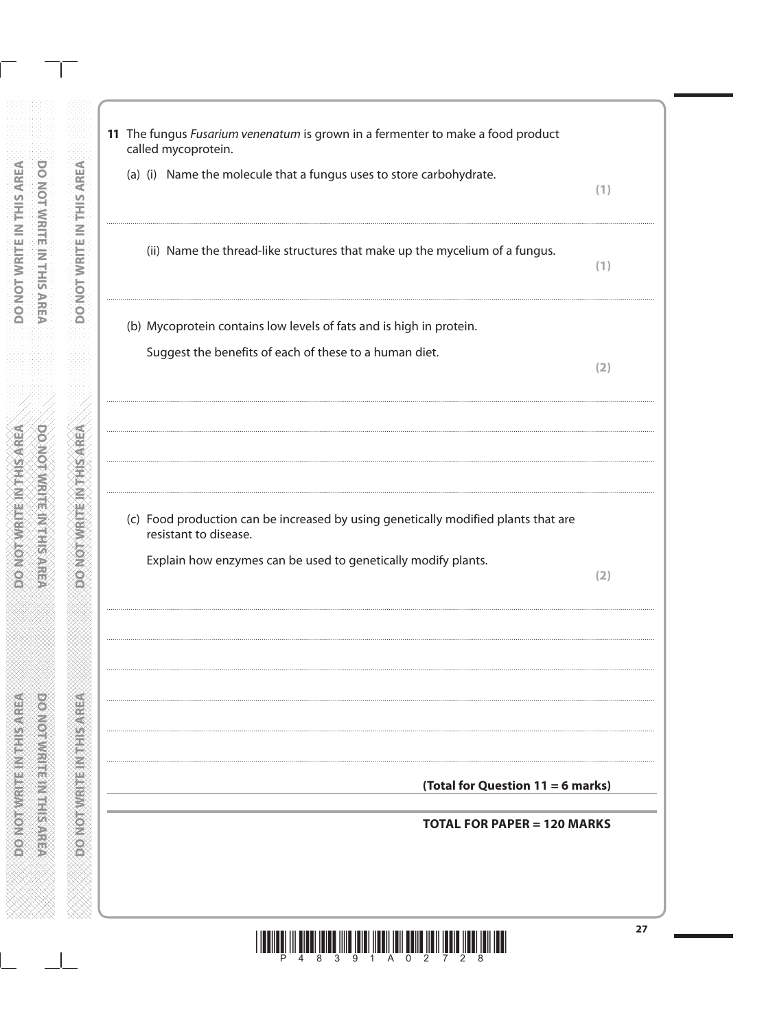**11** The fungus *Fusarium venenatum* is grown in a fermenter to make a food product called mycoprotein.

(a) (i) Name the molecule that a fungus uses to store carbohydrate.

**(1)**

.......................................................................................................................................................

(ii) Name the thread-like structures that make up the mycelium of a fungus.

**(1)**

.......................................................................................................................................................

(b) Mycoprotein contains low levels of fats and is high in protein.

Suggest the benefits of each of these to a human diet.

**(2)**

.......................................................................................................................................................

.......................................................................................................................................................

.......................................................................................................................................................

.......................................................................................................................................................

(c) Food production can be increased by using genetically modified plants that are resistant to disease.

Explain how enzymes can be used to genetically modify plants.

**(2)**

.......................................................................................................................................................

.......................................................................................................................................................

.......................................................................................................................................................

.......................................................................................................................................................

.......................................................................................................................................................

.......................................................................................................................................................

**(Total for Question 11 = 6 marks)**

**TOTAL FOR PAPER = 120 MARKS**